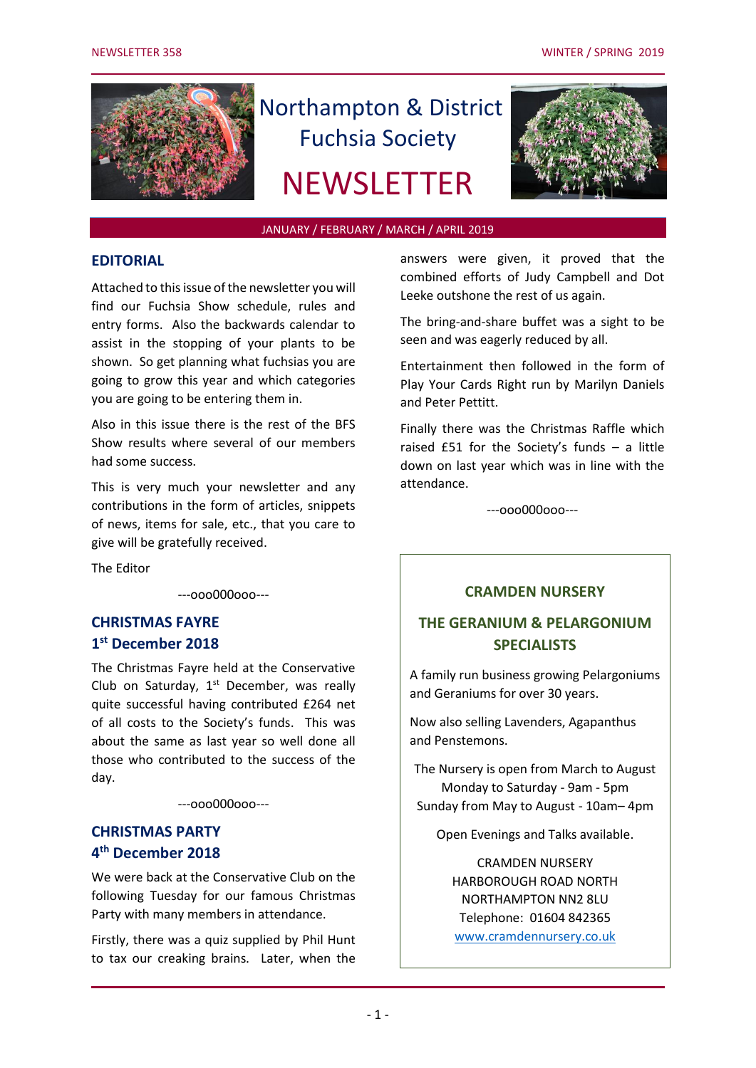# Northampton & District Fuchsia Society

# NEWSLETTER

JANUARY / FEBRUARY / MARCH / APRIL 2019

## EDITORIAL

Attached to this issue of the newsletter you will find our Fuchsia Show schedule, rules and entry forms. Also the backwards calendar to assist in the stopping of your plants to be shown. So get planning what fuchsias you are going to grow this year and which categories you are going to be entering them in.

Also in this issue there is the rest of the BFS Show results where several of our members had some success.

This is very much your newsletter and any contributions in the form of articles, snippets of news, items for sale, etc., that you care to give will be gratefully received.

The Editor

---ooo000ooo---

## CHRISTMAS FAYRE
## 1st December 2018

The Christmas Fayre held at the Conservative Club on Saturday, 1st December, was really quite successful having contributed £264 net of all costs to the Society's funds. This was about the same as last year so well done all those who contributed to the success of the day.

---ooo000ooo---

## CHRISTMAS PARTY
## 4th December 2018

We were back at the Conservative Club on the following Tuesday for our famous Christmas Party with many members in attendance.

Firstly, there was a quiz supplied by Phil Hunt to tax our creaking brains. Later, when the answers were given, it proved that the combined efforts of Judy Campbell and Dot Leeke outshone the rest of us again.

The bring-and-share buffet was a sight to be seen and was eagerly reduced by all.

Entertainment then followed in the form of Play Your Cards Right run by Marilyn Daniels and Peter Pettitt.

Finally there was the Christmas Raffle which raised £51 for the Society's funds – a little down on last year which was in line with the attendance.

---ooo000ooo---

**CRAMDEN NURSERY**

**THE GERANIUM & PELARGONIUM SPECIALISTS**

A family run business growing Pelargoniums and Geraniums for over 30 years.

Now also selling Lavenders, Agapanthus and Penstemons.

The Nursery is open from March to August
Monday to Saturday - 9am - 5pm
Sunday from May to August - 10am– 4pm

Open Evenings and Talks available.

CRAMDEN NURSERY
HARBOROUGH ROAD NORTH
NORTHAMPTON NN2 8LU
Telephone: 01604 842365
www.cramdennursery.co.uk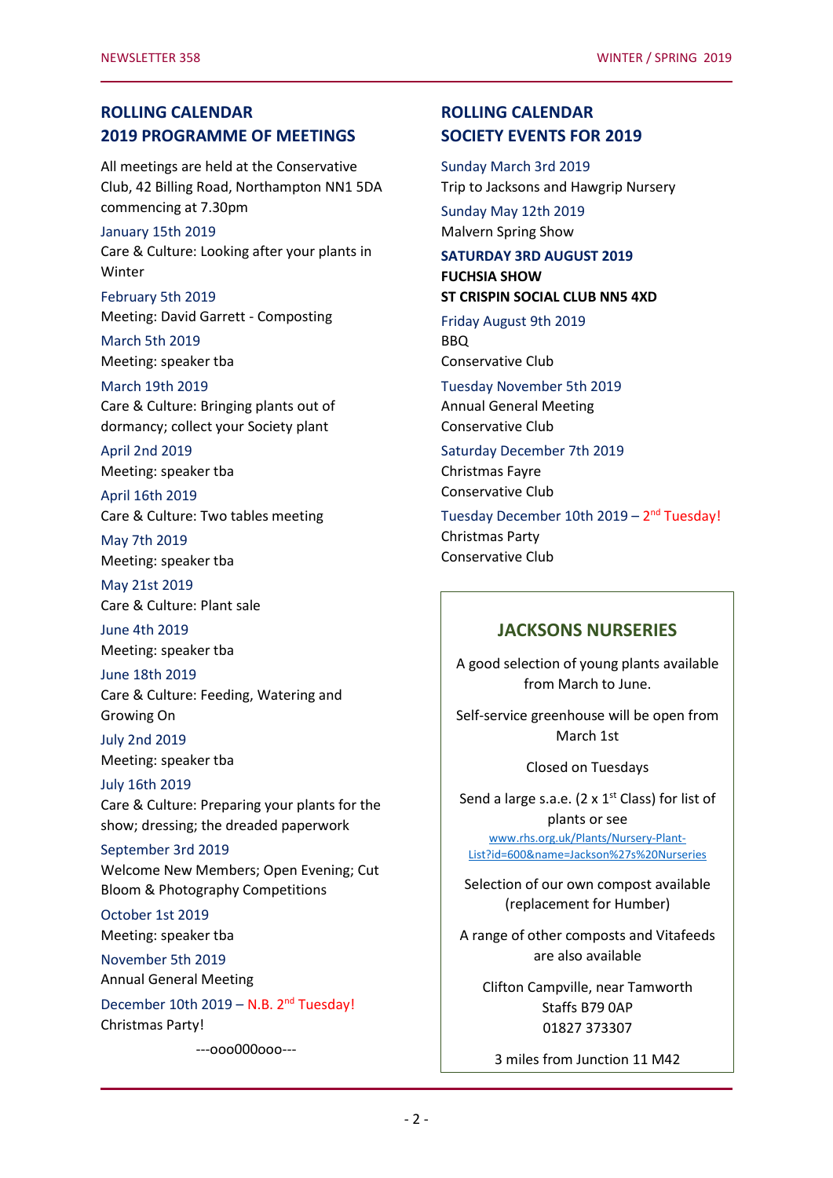## ROLLING CALENDAR
## 2019 PROGRAMME OF MEETINGS

All meetings are held at the Conservative Club, 42 Billing Road, Northampton NN1 5DA commencing at 7.30pm

January 15th 2019
Care & Culture: Looking after your plants in Winter

February 5th 2019
Meeting: David Garrett - Composting

March 5th 2019
Meeting: speaker tba

March 19th 2019
Care & Culture: Bringing plants out of dormancy; collect your Society plant

April 2nd 2019
Meeting: speaker tba

April 16th 2019
Care & Culture: Two tables meeting

May 7th 2019
Meeting: speaker tba

May 21st 2019
Care & Culture: Plant sale

June 4th 2019
Meeting: speaker tba

June 18th 2019
Care & Culture: Feeding, Watering and Growing On

July 2nd 2019
Meeting: speaker tba

July 16th 2019
Care & Culture: Preparing your plants for the show; dressing; the dreaded paperwork

September 3rd 2019
Welcome New Members; Open Evening; Cut Bloom & Photography Competitions

October 1st 2019
Meeting: speaker tba

November 5th 2019
Annual General Meeting

December 10th 2019 – N.B. 2nd Tuesday!
Christmas Party!

---ooo000ooo---

## ROLLING CALENDAR
## SOCIETY EVENTS FOR 2019

Sunday March 3rd 2019
Trip to Jacksons and Hawgrip Nursery

Sunday May 12th 2019
Malvern Spring Show

**SATURDAY 3RD AUGUST 2019**
**FUCHSIA SHOW**
**ST CRISPIN SOCIAL CLUB NN5 4XD**

Friday August 9th 2019
BBQ
Conservative Club

Tuesday November 5th 2019
Annual General Meeting
Conservative Club

Saturday December 7th 2019
Christmas Fayre
Conservative Club

Tuesday December 10th 2019 – 2nd Tuesday!
Christmas Party
Conservative Club

## JACKSONS NURSERIES

A good selection of young plants available from March to June.

Self-service greenhouse will be open from March 1st

Closed on Tuesdays

Send a large s.a.e. (2 x 1st Class) for list of plants or see
www.rhs.org.uk/Plants/Nursery-Plant-List?id=600&name=Jackson%27s%20Nurseries

Selection of our own compost available (replacement for Humber)

A range of other composts and Vitafeeds are also available

Clifton Campville, near Tamworth
Staffs B79 0AP
01827 373307

3 miles from Junction 11 M42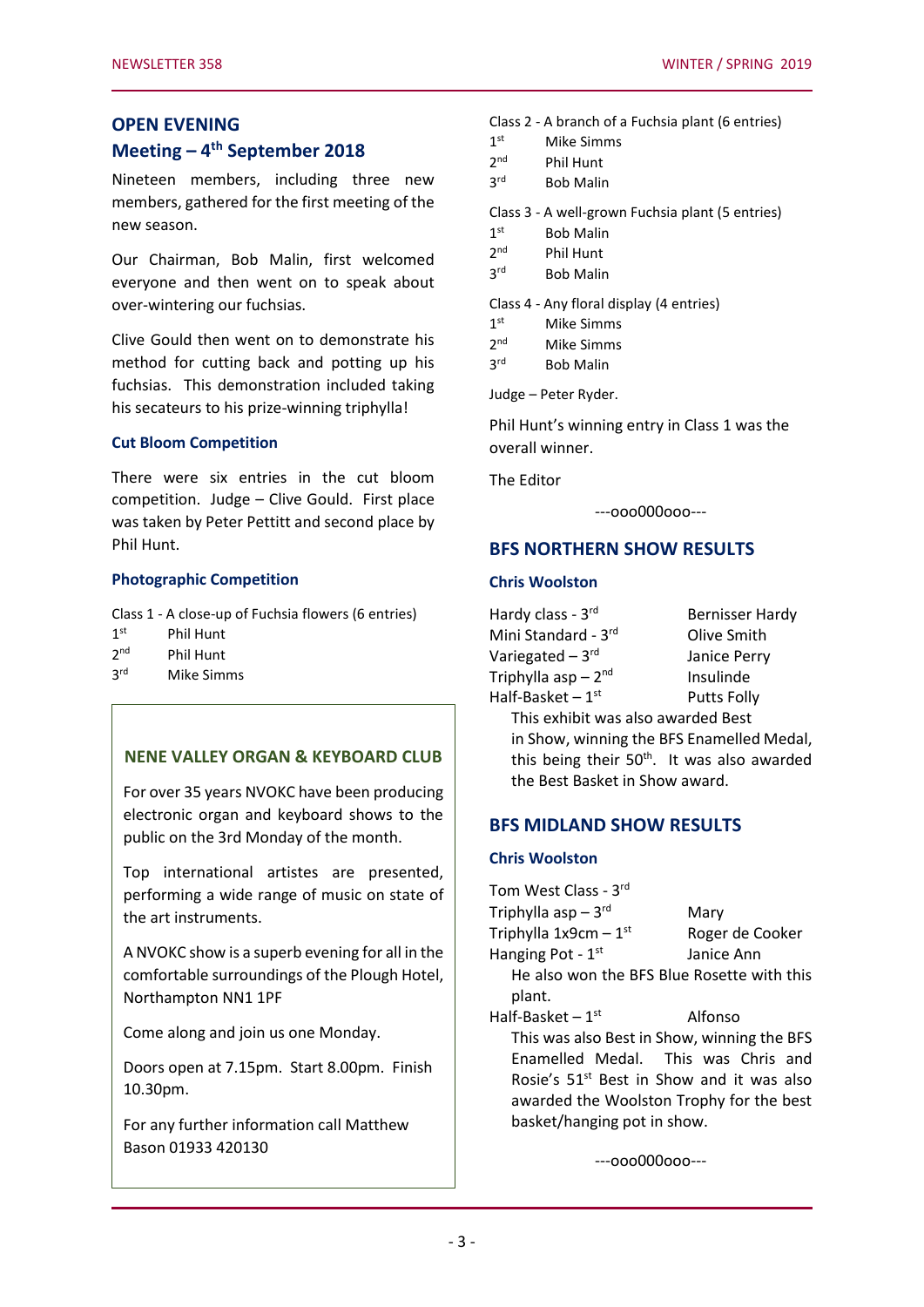## OPEN EVENING

## Meeting – 4th September 2018

Nineteen members, including three new members, gathered for the first meeting of the new season.

Our Chairman, Bob Malin, first welcomed everyone and then went on to speak about over-wintering our fuchsias.

Clive Gould then went on to demonstrate his method for cutting back and potting up his fuchsias. This demonstration included taking his secateurs to his prize-winning triphylla!

### Cut Bloom Competition

There were six entries in the cut bloom competition. Judge – Clive Gould. First place was taken by Peter Pettitt and second place by Phil Hunt.

### Photographic Competition

Class 1 - A close-up of Fuchsia flowers (6 entries)

1st Phil Hunt
2nd Phil Hunt
3rd Mike Simms

Class 2 - A branch of a Fuchsia plant (6 entries)

1st Mike Simms
2nd Phil Hunt
3rd Bob Malin

Class 3 - A well-grown Fuchsia plant (5 entries)

1st Bob Malin
2nd Phil Hunt
3rd Bob Malin

Class 4 - Any floral display (4 entries)

1st Mike Simms
2nd Mike Simms
3rd Bob Malin

Judge – Peter Ryder.

Phil Hunt's winning entry in Class 1 was the overall winner.

The Editor

---ooo000ooo---

## NENE VALLEY ORGAN & KEYBOARD CLUB

For over 35 years NVOKC have been producing electronic organ and keyboard shows to the public on the 3rd Monday of the month.

Top international artistes are presented, performing a wide range of music on state of the art instruments.

A NVOKC show is a superb evening for all in the comfortable surroundings of the Plough Hotel, Northampton NN1 1PF

Come along and join us one Monday.

Doors open at 7.15pm. Start 8.00pm. Finish 10.30pm.

For any further information call Matthew Bason 01933 420130

## BFS NORTHERN SHOW RESULTS

### Chris Woolston

Hardy class - 3rd — Bernisser Hardy
Mini Standard - 3rd — Olive Smith
Variegated – 3rd — Janice Perry
Triphylla asp – 2nd — Insulinde
Half-Basket – 1st — Putts Folly

This exhibit was also awarded Best in Show, winning the BFS Enamelled Medal, this being their 50th. It was also awarded the Best Basket in Show award.

## BFS MIDLAND SHOW RESULTS

### Chris Woolston

Tom West Class - 3rd
Triphylla asp – 3rd — Mary
Triphylla 1x9cm – 1st — Roger de Cooker
Hanging Pot - 1st — Janice Ann

He also won the BFS Blue Rosette with this plant.

Half-Basket – 1st — Alfonso

This was also Best in Show, winning the BFS Enamelled Medal. This was Chris and Rosie's 51st Best in Show and it was also awarded the Woolston Trophy for the best basket/hanging pot in show.

---ooo000ooo---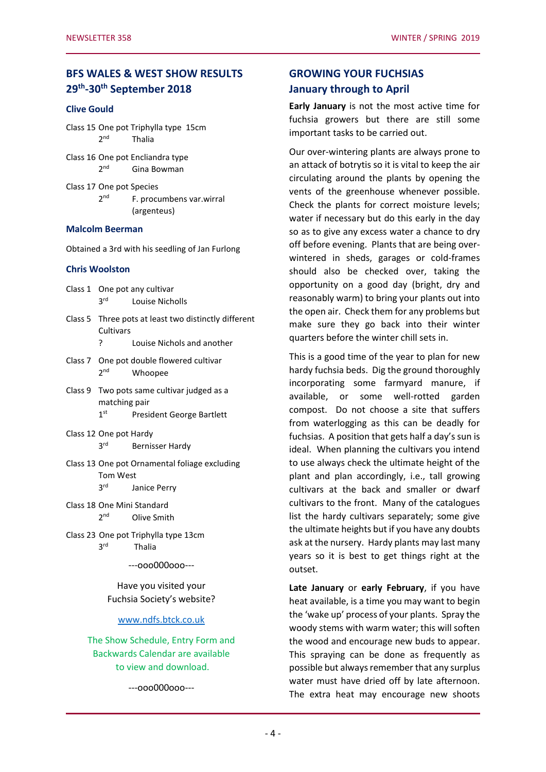## BFS WALES & WEST SHOW RESULTS 29th-30th September 2018

### Clive Gould

Class 15 One pot Triphylla type 15cm
2nd Thalia

Class 16 One pot Encliandra type
2nd Gina Bowman

Class 17 One pot Species
2nd F. procumbens var.wirral (argenteus)

### Malcolm Beerman

Obtained a 3rd with his seedling of Jan Furlong

### Chris Woolston

Class 1 One pot any cultivar
3rd Louise Nicholls

Class 5 Three pots at least two distinctly different Cultivars
? Louise Nichols and another

Class 7 One pot double flowered cultivar
2nd Whoopee

Class 9 Two pots same cultivar judged as a matching pair
1st President George Bartlett

Class 12 One pot Hardy
3rd Bernisser Hardy

Class 13 One pot Ornamental foliage excluding Tom West
3rd Janice Perry

Class 18 One Mini Standard
2nd Olive Smith

Class 23 One pot Triphylla type 13cm
3rd Thalia

---ooo000ooo---

Have you visited your Fuchsia Society's website?

www.ndfs.btck.co.uk

The Show Schedule, Entry Form and Backwards Calendar are available to view and download.

---ooo000ooo---

## GROWING YOUR FUCHSIAS January through to April

**Early January** is not the most active time for fuchsia growers but there are still some important tasks to be carried out.

Our over-wintering plants are always prone to an attack of botrytis so it is vital to keep the air circulating around the plants by opening the vents of the greenhouse whenever possible. Check the plants for correct moisture levels; water if necessary but do this early in the day so as to give any excess water a chance to dry off before evening. Plants that are being over-wintered in sheds, garages or cold-frames should also be checked over, taking the opportunity on a good day (bright, dry and reasonably warm) to bring your plants out into the open air. Check them for any problems but make sure they go back into their winter quarters before the winter chill sets in.

This is a good time of the year to plan for new hardy fuchsia beds. Dig the ground thoroughly incorporating some farmyard manure, if available, or some well-rotted garden compost. Do not choose a site that suffers from waterlogging as this can be deadly for fuchsias. A position that gets half a day's sun is ideal. When planning the cultivars you intend to use always check the ultimate height of the plant and plan accordingly, i.e., tall growing cultivars at the back and smaller or dwarf cultivars to the front. Many of the catalogues list the hardy cultivars separately; some give the ultimate heights but if you have any doubts ask at the nursery. Hardy plants may last many years so it is best to get things right at the outset.

**Late January** or **early February**, if you have heat available, is a time you may want to begin the 'wake up' process of your plants. Spray the woody stems with warm water; this will soften the wood and encourage new buds to appear. This spraying can be done as frequently as possible but always remember that any surplus water must have dried off by late afternoon. The extra heat may encourage new shoots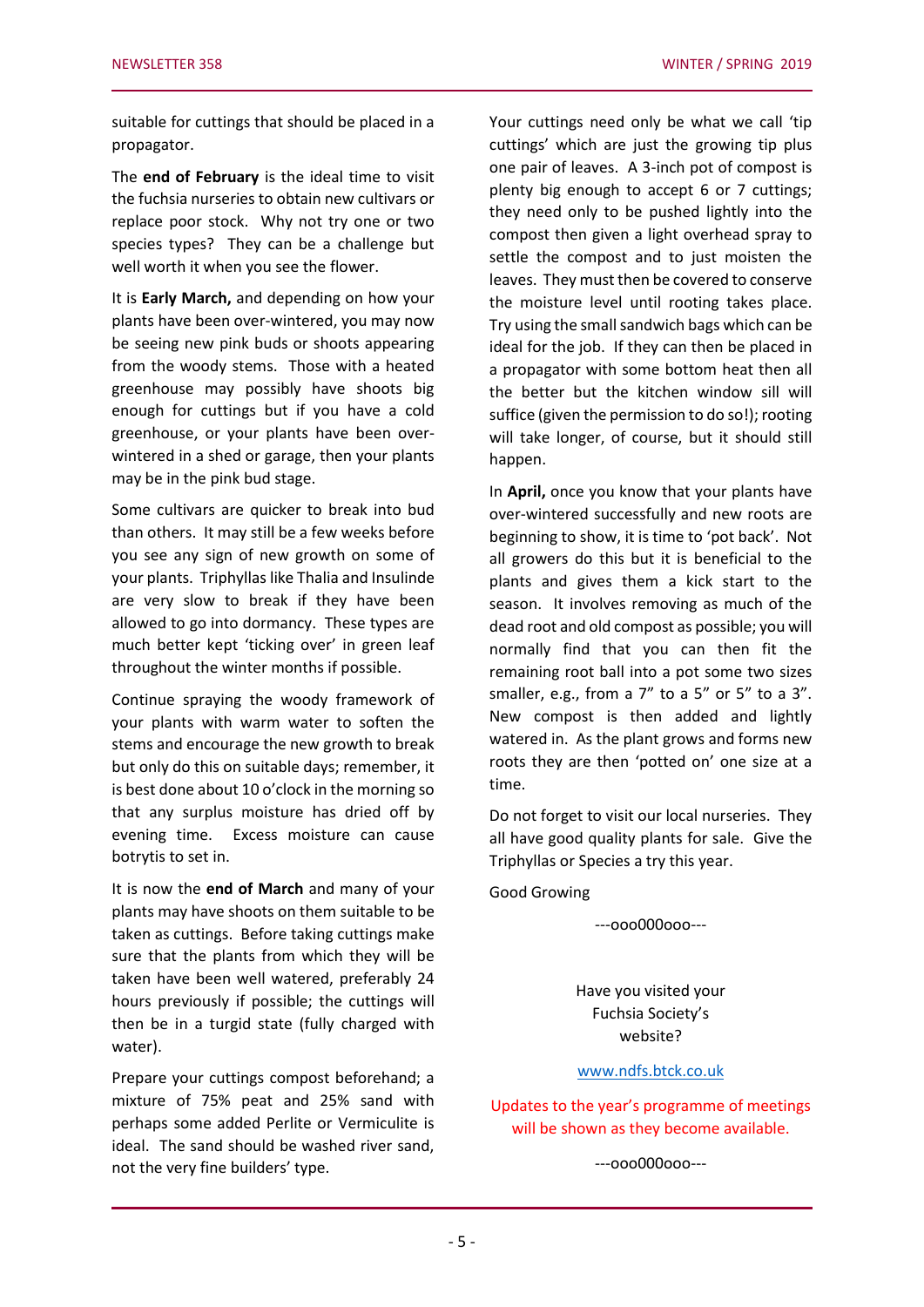suitable for cuttings that should be placed in a propagator.

The **end of February** is the ideal time to visit the fuchsia nurseries to obtain new cultivars or replace poor stock. Why not try one or two species types? They can be a challenge but well worth it when you see the flower.

It is **Early March,** and depending on how your plants have been over-wintered, you may now be seeing new pink buds or shoots appearing from the woody stems. Those with a heated greenhouse may possibly have shoots big enough for cuttings but if you have a cold greenhouse, or your plants have been over-wintered in a shed or garage, then your plants may be in the pink bud stage.

Some cultivars are quicker to break into bud than others. It may still be a few weeks before you see any sign of new growth on some of your plants. Triphyllas like Thalia and Insulinde are very slow to break if they have been allowed to go into dormancy. These types are much better kept 'ticking over' in green leaf throughout the winter months if possible.

Continue spraying the woody framework of your plants with warm water to soften the stems and encourage the new growth to break but only do this on suitable days; remember, it is best done about 10 o'clock in the morning so that any surplus moisture has dried off by evening time. Excess moisture can cause botrytis to set in.

It is now the **end of March** and many of your plants may have shoots on them suitable to be taken as cuttings. Before taking cuttings make sure that the plants from which they will be taken have been well watered, preferably 24 hours previously if possible; the cuttings will then be in a turgid state (fully charged with water).

Prepare your cuttings compost beforehand; a mixture of 75% peat and 25% sand with perhaps some added Perlite or Vermiculite is ideal. The sand should be washed river sand, not the very fine builders' type.

Your cuttings need only be what we call 'tip cuttings' which are just the growing tip plus one pair of leaves. A 3-inch pot of compost is plenty big enough to accept 6 or 7 cuttings; they need only to be pushed lightly into the compost then given a light overhead spray to settle the compost and to just moisten the leaves. They must then be covered to conserve the moisture level until rooting takes place. Try using the small sandwich bags which can be ideal for the job. If they can then be placed in a propagator with some bottom heat then all the better but the kitchen window sill will suffice (given the permission to do so!); rooting will take longer, of course, but it should still happen.

In **April,** once you know that your plants have over-wintered successfully and new roots are beginning to show, it is time to 'pot back'. Not all growers do this but it is beneficial to the plants and gives them a kick start to the season. It involves removing as much of the dead root and old compost as possible; you will normally find that you can then fit the remaining root ball into a pot some two sizes smaller, e.g., from a 7" to a 5" or 5" to a 3". New compost is then added and lightly watered in. As the plant grows and forms new roots they are then 'potted on' one size at a time.

Do not forget to visit our local nurseries. They all have good quality plants for sale. Give the Triphyllas or Species a try this year.

Good Growing

---ooo000ooo---

Have you visited your
Fuchsia Society's
website?

www.ndfs.btck.co.uk

Updates to the year's programme of meetings will be shown as they become available.

---ooo000ooo---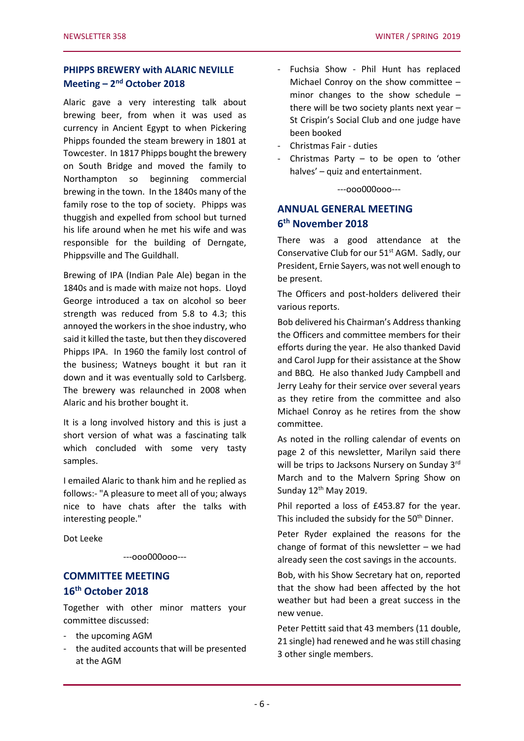## PHIPPS BREWERY with ALARIC NEVILLE Meeting – 2nd October 2018

Alaric gave a very interesting talk about brewing beer, from when it was used as currency in Ancient Egypt to when Pickering Phipps founded the steam brewery in 1801 at Towcester. In 1817 Phipps bought the brewery on South Bridge and moved the family to Northampton so beginning commercial brewing in the town. In the 1840s many of the family rose to the top of society. Phipps was thuggish and expelled from school but turned his life around when he met his wife and was responsible for the building of Derngate, Phippsville and The Guildhall.

Brewing of IPA (Indian Pale Ale) began in the 1840s and is made with maize not hops. Lloyd George introduced a tax on alcohol so beer strength was reduced from 5.8 to 4.3; this annoyed the workers in the shoe industry, who said it killed the taste, but then they discovered Phipps IPA. In 1960 the family lost control of the business; Watneys bought it but ran it down and it was eventually sold to Carlsberg. The brewery was relaunched in 2008 when Alaric and his brother bought it.

It is a long involved history and this is just a short version of what was a fascinating talk which concluded with some very tasty samples.

I emailed Alaric to thank him and he replied as follows:- "A pleasure to meet all of you; always nice to have chats after the talks with interesting people."

Dot Leeke

---ooo000ooo---

## COMMITTEE MEETING 16th October 2018

Together with other minor matters your committee discussed:

- the upcoming AGM
- the audited accounts that will be presented at the AGM
- Fuchsia Show - Phil Hunt has replaced Michael Conroy on the show committee – minor changes to the show schedule – there will be two society plants next year – St Crispin's Social Club and one judge have been booked
- Christmas Fair - duties
- Christmas Party – to be open to 'other halves' – quiz and entertainment.

---ooo000ooo---

## ANNUAL GENERAL MEETING 6th November 2018

There was a good attendance at the Conservative Club for our 51st AGM. Sadly, our President, Ernie Sayers, was not well enough to be present.

The Officers and post-holders delivered their various reports.

Bob delivered his Chairman's Address thanking the Officers and committee members for their efforts during the year. He also thanked David and Carol Jupp for their assistance at the Show and BBQ. He also thanked Judy Campbell and Jerry Leahy for their service over several years as they retire from the committee and also Michael Conroy as he retires from the show committee.

As noted in the rolling calendar of events on page 2 of this newsletter, Marilyn said there will be trips to Jacksons Nursery on Sunday 3rd March and to the Malvern Spring Show on Sunday 12th May 2019.

Phil reported a loss of £453.87 for the year. This included the subsidy for the 50th Dinner.

Peter Ryder explained the reasons for the change of format of this newsletter – we had already seen the cost savings in the accounts.

Bob, with his Show Secretary hat on, reported that the show had been affected by the hot weather but had been a great success in the new venue.

Peter Pettitt said that 43 members (11 double, 21 single) had renewed and he was still chasing 3 other single members.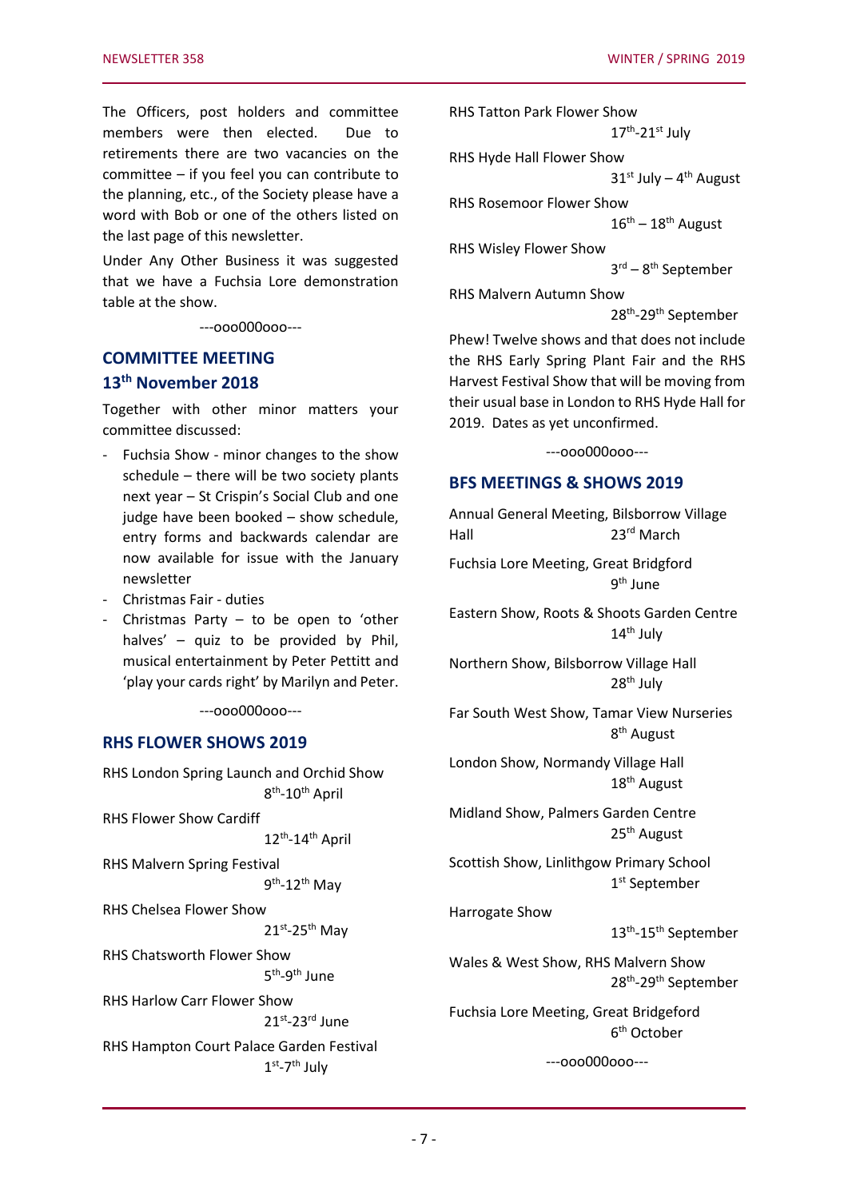The Officers, post holders and committee members were then elected. Due to retirements there are two vacancies on the committee – if you feel you can contribute to the planning, etc., of the Society please have a word with Bob or one of the others listed on the last page of this newsletter.

Under Any Other Business it was suggested that we have a Fuchsia Lore demonstration table at the show.

---ooo000ooo---

## COMMITTEE MEETING 13th November 2018

Together with other minor matters your committee discussed:

- Fuchsia Show - minor changes to the show schedule – there will be two society plants next year – St Crispin's Social Club and one judge have been booked – show schedule, entry forms and backwards calendar are now available for issue with the January newsletter
- Christmas Fair - duties
- Christmas Party – to be open to 'other halves' – quiz to be provided by Phil, musical entertainment by Peter Pettitt and 'play your cards right' by Marilyn and Peter.

---ooo000ooo---

## RHS FLOWER SHOWS 2019

RHS London Spring Launch and Orchid Show
8th-10th April

RHS Flower Show Cardiff
12th-14th April

RHS Malvern Spring Festival
9th-12th May

RHS Chelsea Flower Show
21st-25th May

RHS Chatsworth Flower Show
5th-9th June

RHS Harlow Carr Flower Show
21st-23rd June

RHS Hampton Court Palace Garden Festival
1st-7th July

RHS Tatton Park Flower Show
17th-21st July

RHS Hyde Hall Flower Show
31st July – 4th August

RHS Rosemoor Flower Show
16th – 18th August

RHS Wisley Flower Show
3rd – 8th September

RHS Malvern Autumn Show
28th-29th September

Phew! Twelve shows and that does not include the RHS Early Spring Plant Fair and the RHS Harvest Festival Show that will be moving from their usual base in London to RHS Hyde Hall for 2019. Dates as yet unconfirmed.

---ooo000ooo---

## BFS MEETINGS & SHOWS 2019

Annual General Meeting, Bilsborrow Village Hall
23rd March

Fuchsia Lore Meeting, Great Bridgford
9th June

Eastern Show, Roots & Shoots Garden Centre
14th July

Northern Show, Bilsborrow Village Hall
28th July

Far South West Show, Tamar View Nurseries
8th August

London Show, Normandy Village Hall
18th August

Midland Show, Palmers Garden Centre
25th August

Scottish Show, Linlithgow Primary School
1st September

Harrogate Show
13th-15th September

Wales & West Show, RHS Malvern Show
28th-29th September

Fuchsia Lore Meeting, Great Bridgeford
6th October

---ooo000ooo---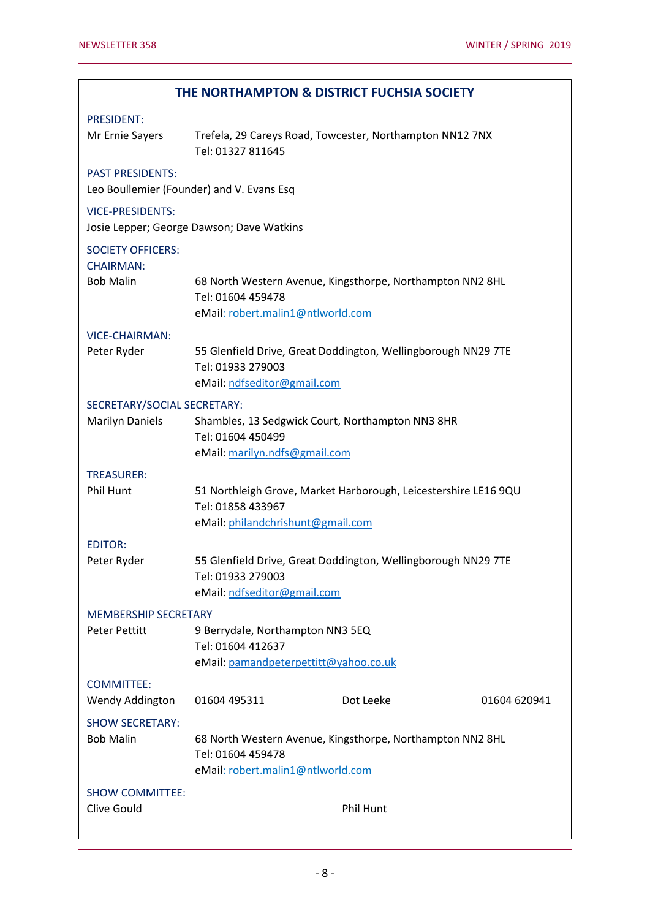## THE NORTHAMPTON & DISTRICT FUCHSIA SOCIETY

PRESIDENT:

Mr Ernie Sayers
Trefela, 29 Careys Road, Towcester, Northampton NN12 7NX
Tel: 01327 811645

PAST PRESIDENTS:

Leo Boullemier (Founder) and V. Evans Esq

VICE-PRESIDENTS:

Josie Lepper; George Dawson; Dave Watkins

SOCIETY OFFICERS:

CHAIRMAN:

Bob Malin
68 North Western Avenue, Kingsthorpe, Northampton NN2 8HL
Tel: 01604 459478
eMail: robert.malin1@ntlworld.com

VICE-CHAIRMAN:

Peter Ryder
55 Glenfield Drive, Great Doddington, Wellingborough NN29 7TE
Tel: 01933 279003
eMail: ndfseditor@gmail.com

SECRETARY/SOCIAL SECRETARY:

Marilyn Daniels
Shambles, 13 Sedgwick Court, Northampton NN3 8HR
Tel: 01604 450499
eMail: marilyn.ndfs@gmail.com

TREASURER:

Phil Hunt
51 Northleigh Grove, Market Harborough, Leicestershire LE16 9QU
Tel: 01858 433967
eMail: philandchrishunt@gmail.com

EDITOR:

Peter Ryder
55 Glenfield Drive, Great Doddington, Wellingborough NN29 7TE
Tel: 01933 279003
eMail: ndfseditor@gmail.com

MEMBERSHIP SECRETARY

Peter Pettitt
9 Berrydale, Northampton NN3 5EQ
Tel: 01604 412637
eMail: pamandpeterpettitt@yahoo.co.uk

COMMITTEE:

Wendy Addington 01604 495311
Dot Leeke 01604 620941

SHOW SECRETARY:

Bob Malin
68 North Western Avenue, Kingsthorpe, Northampton NN2 8HL
Tel: 01604 459478
eMail: robert.malin1@ntlworld.com

SHOW COMMITTEE:

Clive Gould
Phil Hunt